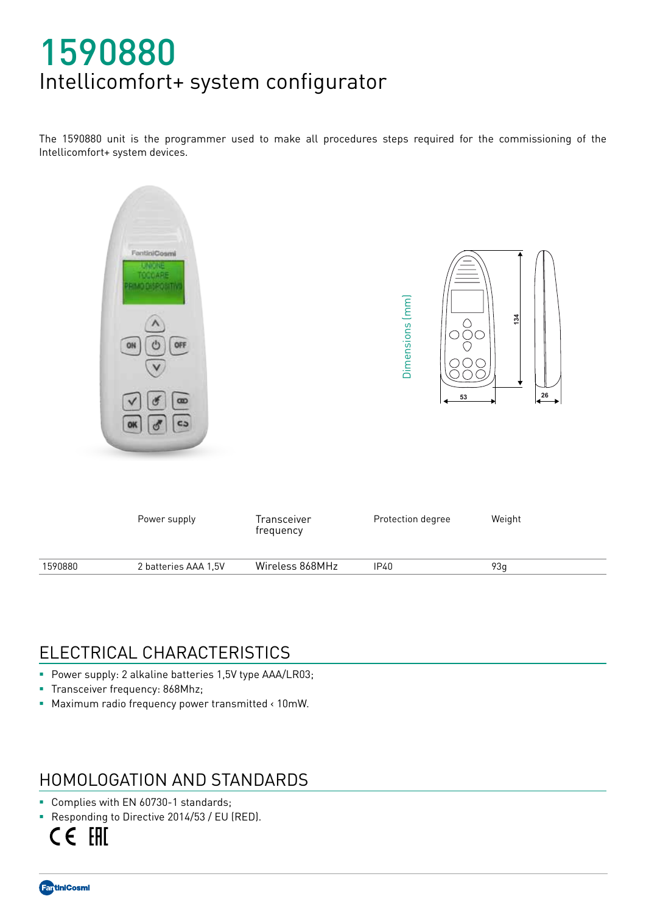# 1590880

## Intellicomfort+ system configurator

The 1590880 unit is the programmer used to make all procedures steps required for the commissioning of the Intellicomfort+ system devices.

|  | Power supply | Transceiver frequency | Protection degree | Weight |
|---|---|---|---|---|
| 1590880 | 2 batteries AAA 1,5V | Wireless 868MHz | IP40 | 93g |

## ELECTRICAL CHARACTERISTICS

- Power supply: 2 alkaline batteries 1,5V type AAA/LR03;
- Transceiver frequency: 868Mhz;
- Maximum radio frequency power transmitted ‹ 10mW.

## HOMOLOGATION AND STANDARDS

- Complies with EN 60730-1 standards;
- Responding to Directive 2014/53 / EU (RED).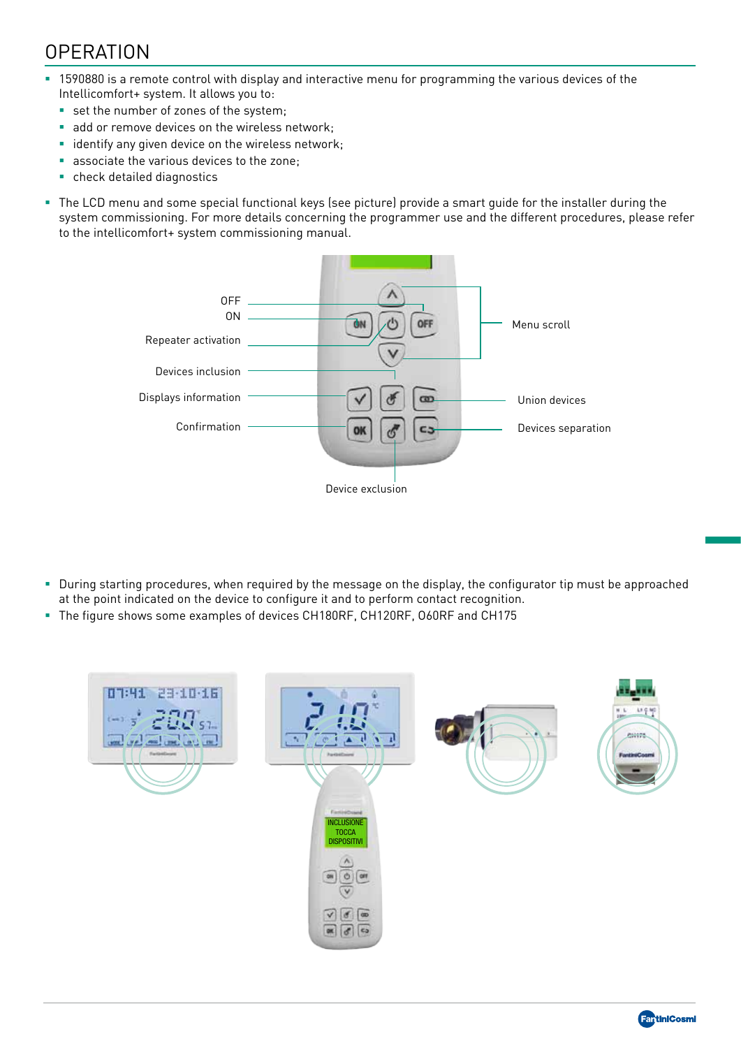# OPERATION

- 1590880 is a remote control with display and interactive menu for programming the various devices of the Intellicomfort+ system. It allows you to:
  - set the number of zones of the system;
  - add or remove devices on the wireless network;
  - identify any given device on the wireless network;
  - associate the various devices to the zone;
  - check detailed diagnostics
- The LCD menu and some special functional keys (see picture) provide a smart guide for the installer during the system commissioning. For more details concerning the programmer use and the different procedures, please refer to the intellicomfort+ system commissioning manual.

OFF
ON
Repeater activation
Devices inclusion
Displays information
Confirmation
Menu scroll
Union devices
Devices separation
Device exclusion

- During starting procedures, when required by the message on the display, the configurator tip must be approached at the point indicated on the device to configure it and to perform contact recognition.
- The figure shows some examples of devices CH180RF, CH120RF, O60RF and CH175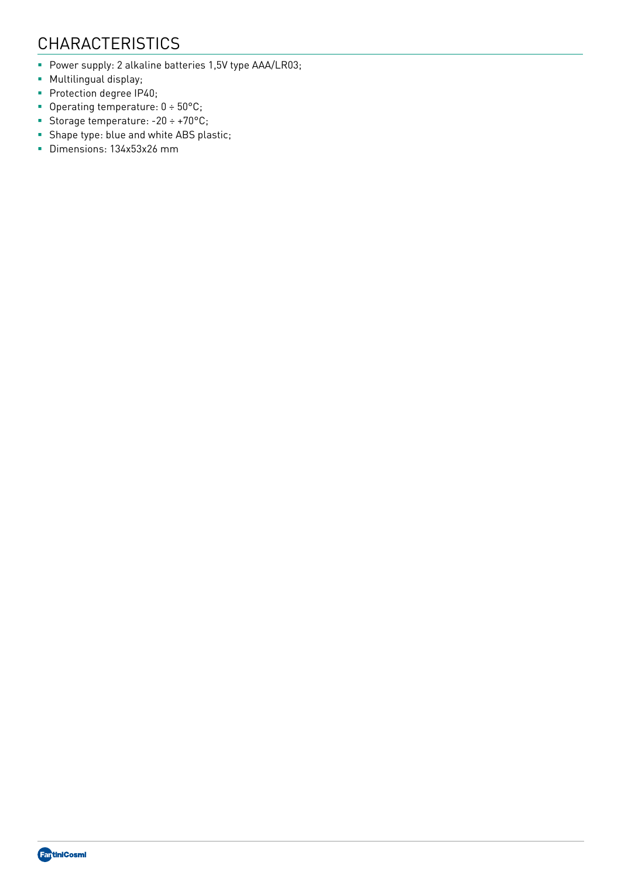# CHARACTERISTICS

- Power supply: 2 alkaline batteries 1,5V type AAA/LR03;
- Multilingual display;
- Protection degree IP40;
- Operating temperature: 0 ÷ 50°C;
- Storage temperature: -20 ÷ +70°C;
- Shape type: blue and white ABS plastic;
- Dimensions: 134x53x26 mm